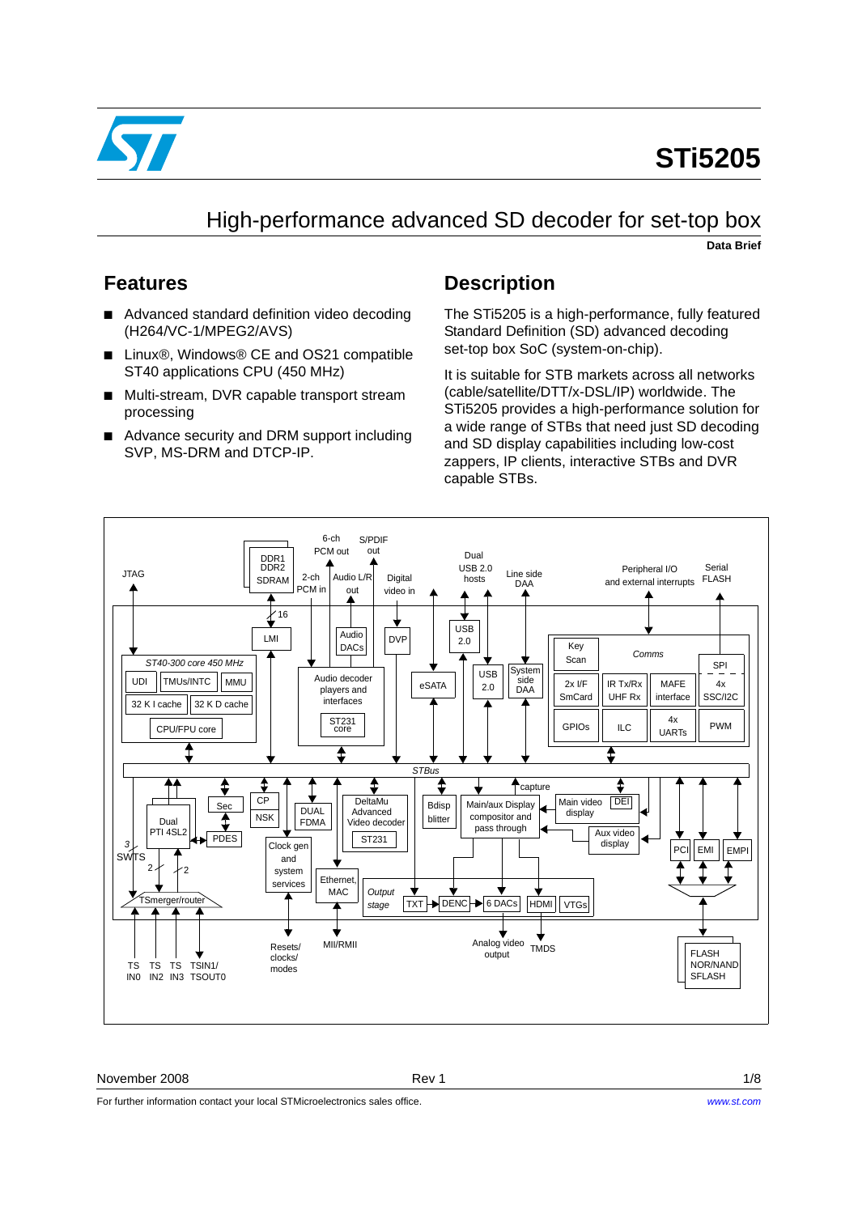# STi5205

## High-performance advanced SD decoder for set-top box

**Data Brief**

## Features

- Advanced standard definition video decoding (H264/VC-1/MPEG2/AVS)
- Linux®, Windows® CE and OS21 compatible ST40 applications CPU (450 MHz)
- Multi-stream, DVR capable transport stream processing
- Advance security and DRM support including SVP, MS-DRM and DTCP-IP.

## Description

The STi5205 is a high-performance, fully featured Standard Definition (SD) advanced decoding set-top box SoC (system-on-chip).

It is suitable for STB markets across all networks (cable/satellite/DTT/x-DSL/IP) worldwide. The STi5205 provides a high-performance solution for a wide range of STBs that need just SD decoding and SD display capabilities including low-cost zappers, IP clients, interactive STBs and DVR capable STBs.

November 2008 Rev 1

For further information contact your local STMicroelectronics sales office. www.st.com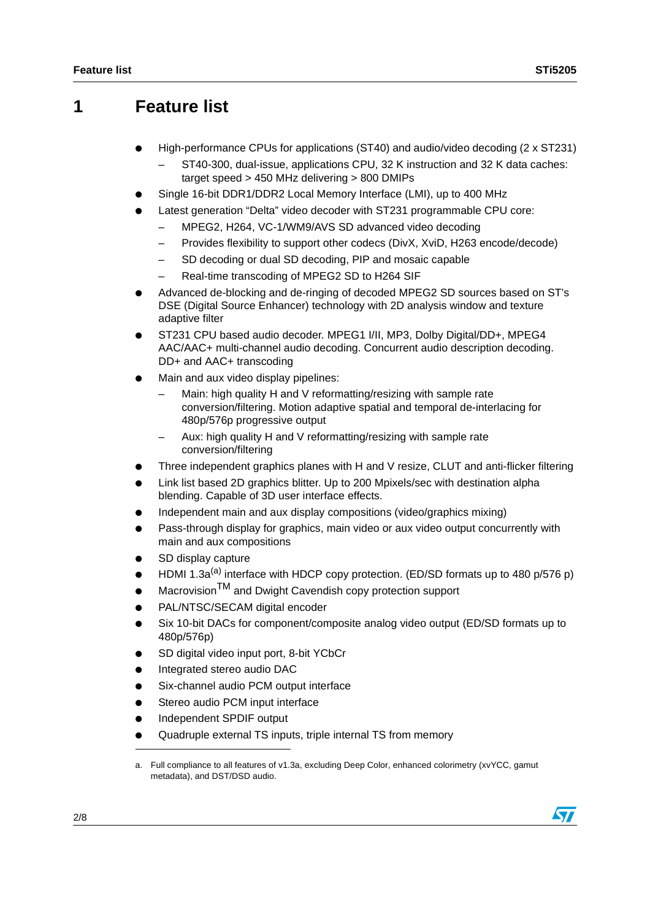# 1 Feature list

- High-performance CPUs for applications (ST40) and audio/video decoding (2 x ST231)
  - ST40-300, dual-issue, applications CPU, 32 K instruction and 32 K data caches: target speed > 450 MHz delivering > 800 DMIPs
- Single 16-bit DDR1/DDR2 Local Memory Interface (LMI), up to 400 MHz
- Latest generation "Delta" video decoder with ST231 programmable CPU core:
  - MPEG2, H264, VC-1/WM9/AVS SD advanced video decoding
  - Provides flexibility to support other codecs (DivX, XviD, H263 encode/decode)
  - SD decoding or dual SD decoding, PIP and mosaic capable
  - Real-time transcoding of MPEG2 SD to H264 SIF
- Advanced de-blocking and de-ringing of decoded MPEG2 SD sources based on ST's DSE (Digital Source Enhancer) technology with 2D analysis window and texture adaptive filter
- ST231 CPU based audio decoder. MPEG1 I/II, MP3, Dolby Digital/DD+, MPEG4 AAC/AAC+ multi-channel audio decoding. Concurrent audio description decoding. DD+ and AAC+ transcoding
- Main and aux video display pipelines:
  - Main: high quality H and V reformatting/resizing with sample rate conversion/filtering. Motion adaptive spatial and temporal de-interlacing for 480p/576p progressive output
  - Aux: high quality H and V reformatting/resizing with sample rate conversion/filtering
- Three independent graphics planes with H and V resize, CLUT and anti-flicker filtering
- Link list based 2D graphics blitter. Up to 200 Mpixels/sec with destination alpha blending. Capable of 3D user interface effects.
- Independent main and aux display compositions (video/graphics mixing)
- Pass-through display for graphics, main video or aux video output concurrently with main and aux compositions
- SD display capture
- HDMI 1.3a[a] interface with HDCP copy protection. (ED/SD formats up to 480 p/576 p)
- Macrovision™ and Dwight Cavendish copy protection support
- PAL/NTSC/SECAM digital encoder
- Six 10-bit DACs for component/composite analog video output (ED/SD formats up to 480p/576p)
- SD digital video input port, 8-bit YCbCr
- Integrated stereo audio DAC
- Six-channel audio PCM output interface
- Stereo audio PCM input interface
- Independent SPDIF output
- Quadruple external TS inputs, triple internal TS from memory

---

a. Full compliance to all features of v1.3a, excluding Deep Color, enhanced colorimetry (xvYCC, gamut metadata), and DST/DSD audio.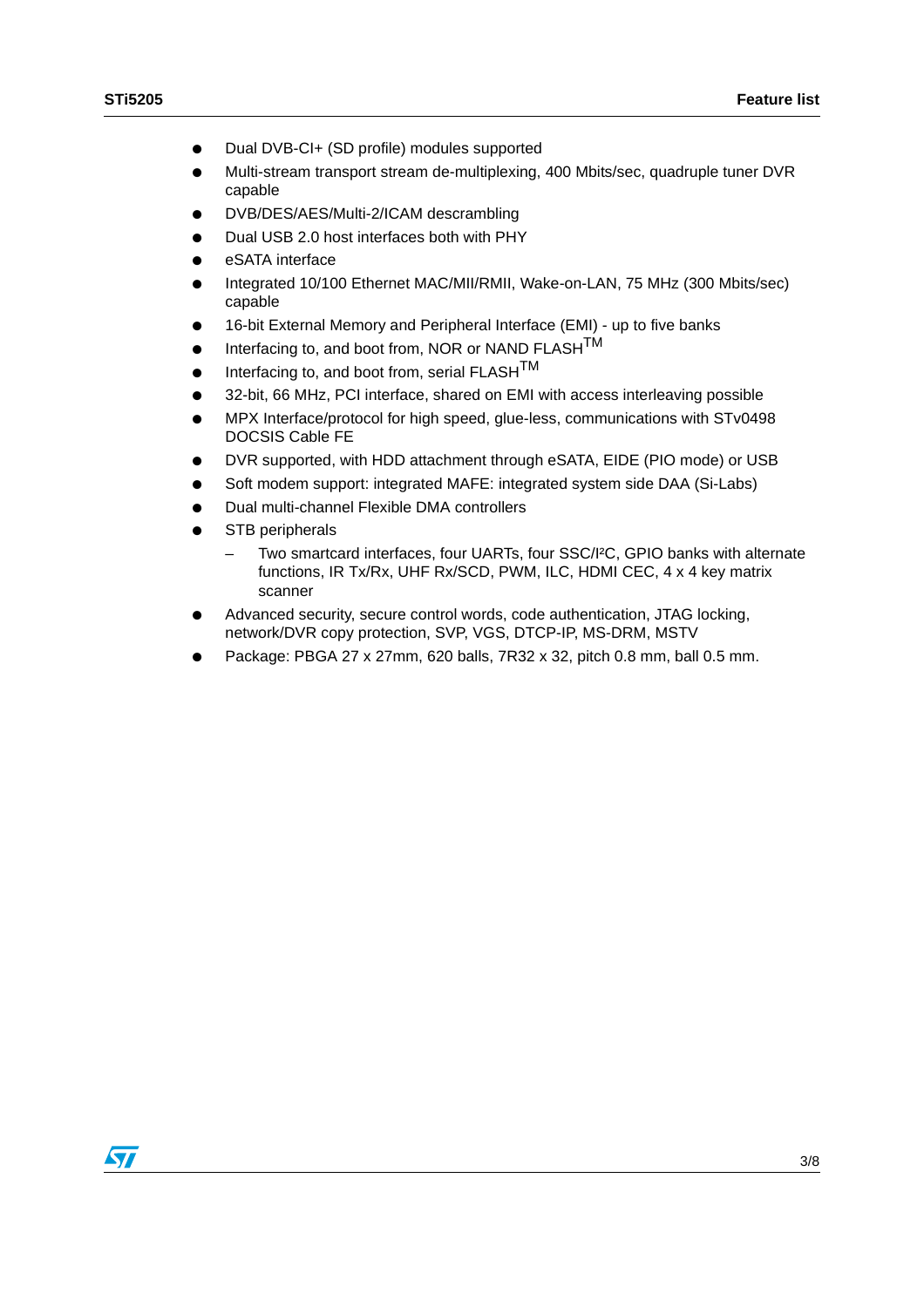- Dual DVB-CI+ (SD profile) modules supported
- Multi-stream transport stream de-multiplexing, 400 Mbits/sec, quadruple tuner DVR capable
- DVB/DES/AES/Multi-2/ICAM descrambling
- Dual USB 2.0 host interfaces both with PHY
- eSATA interface
- Integrated 10/100 Ethernet MAC/MII/RMII, Wake-on-LAN, 75 MHz (300 Mbits/sec) capable
- 16-bit External Memory and Peripheral Interface (EMI) - up to five banks
- Interfacing to, and boot from, NOR or NAND FLASH™
- Interfacing to, and boot from, serial FLASH™
- 32-bit, 66 MHz, PCI interface, shared on EMI with access interleaving possible
- MPX Interface/protocol for high speed, glue-less, communications with STv0498 DOCSIS Cable FE
- DVR supported, with HDD attachment through eSATA, EIDE (PIO mode) or USB
- Soft modem support: integrated MAFE: integrated system side DAA (Si-Labs)
- Dual multi-channel Flexible DMA controllers
- STB peripherals
  - Two smartcard interfaces, four UARTs, four SSC/I²C, GPIO banks with alternate functions, IR Tx/Rx, UHF Rx/SCD, PWM, ILC, HDMI CEC, 4 x 4 key matrix scanner
- Advanced security, secure control words, code authentication, JTAG locking, network/DVR copy protection, SVP, VGS, DTCP-IP, MS-DRM, MSTV
- Package: PBGA 27 x 27mm, 620 balls, 7R32 x 32, pitch 0.8 mm, ball 0.5 mm.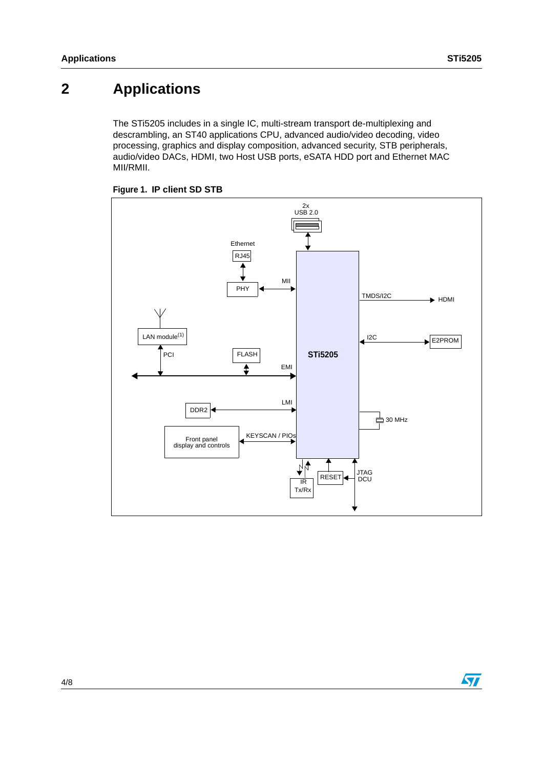# 2 Applications

The STi5205 includes in a single IC, multi-stream transport de-multiplexing and descrambling, an ST40 applications CPU, advanced audio/video decoding, video processing, graphics and display composition, advanced security, STB peripherals, audio/video DACs, HDMI, two Host USB ports, eSATA HDD port and Ethernet MAC MII/RMII.

**Figure 1. IP client SD STB**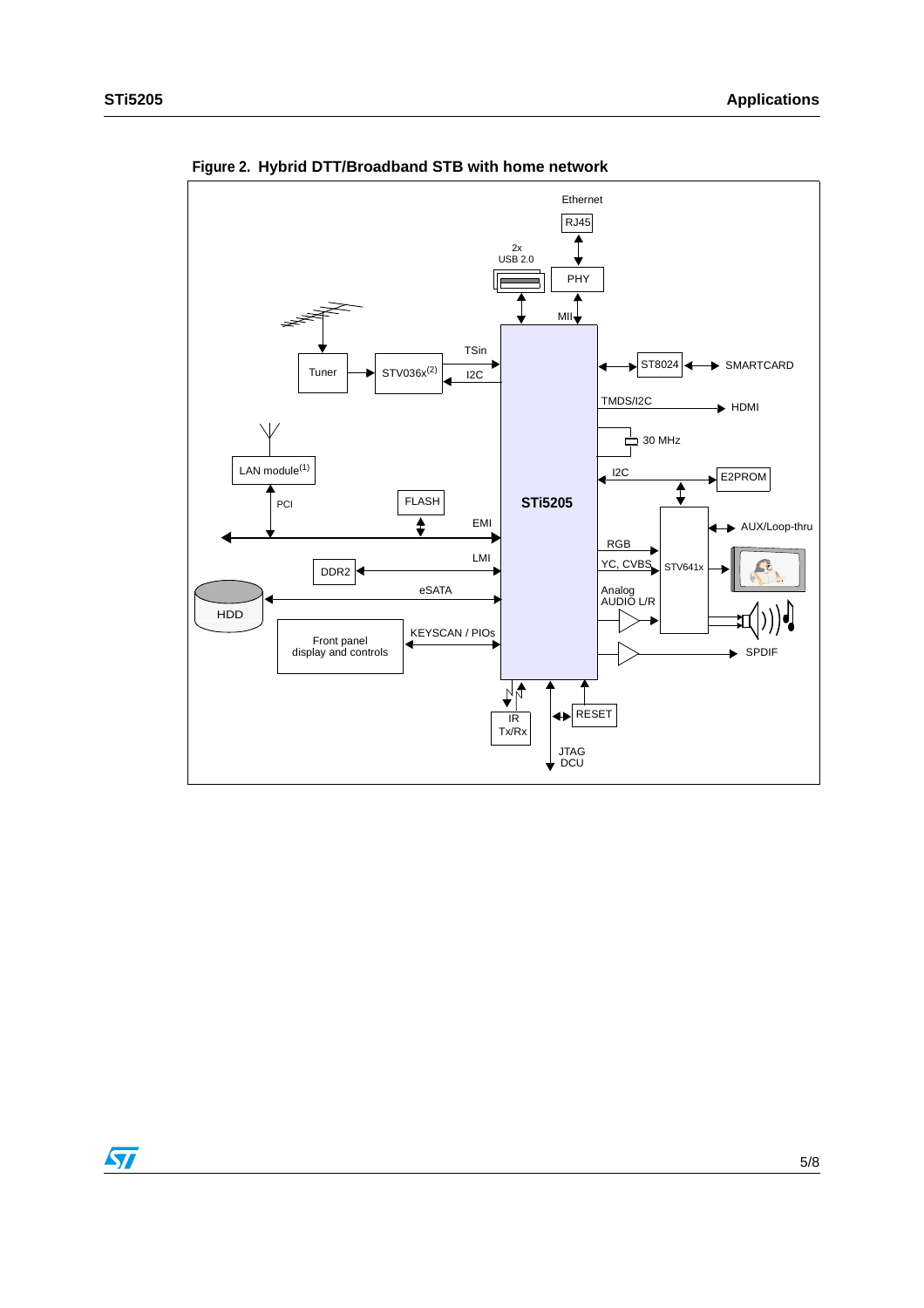Figure 2. Hybrid DTT/Broadband STB with home network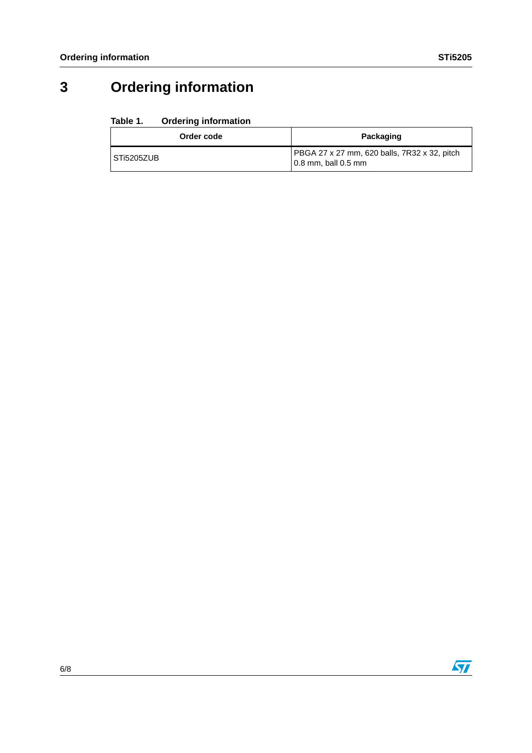# 3 Ordering information

**Table 1. Ordering information**

| Order code | Packaging |
|---|---|
| STi5205ZUB | PBGA 27 x 27 mm, 620 balls, 7R32 x 32, pitch 0.8 mm, ball 0.5 mm |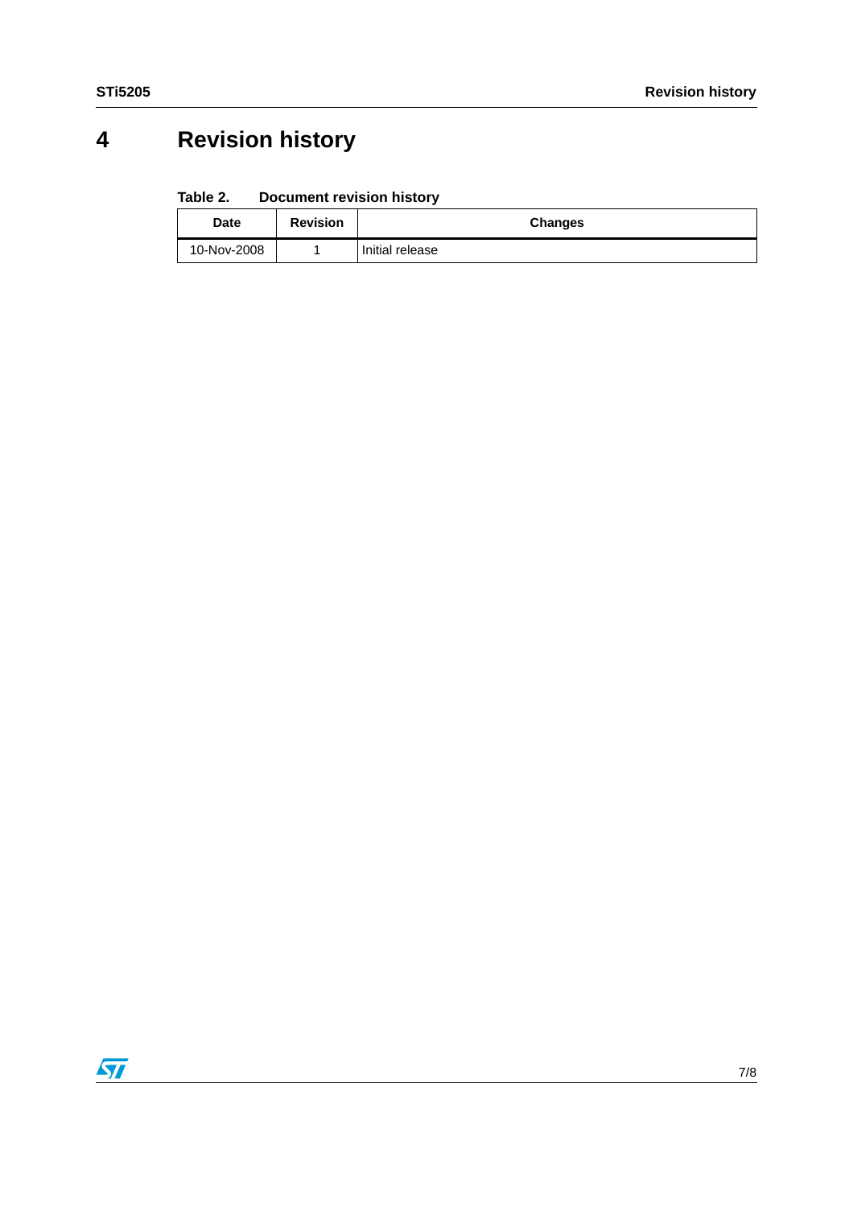# 4 Revision history

**Table 2. Document revision history**

| Date | Revision | Changes |
|---|---|---|
| 10-Nov-2008 | 1 | Initial release |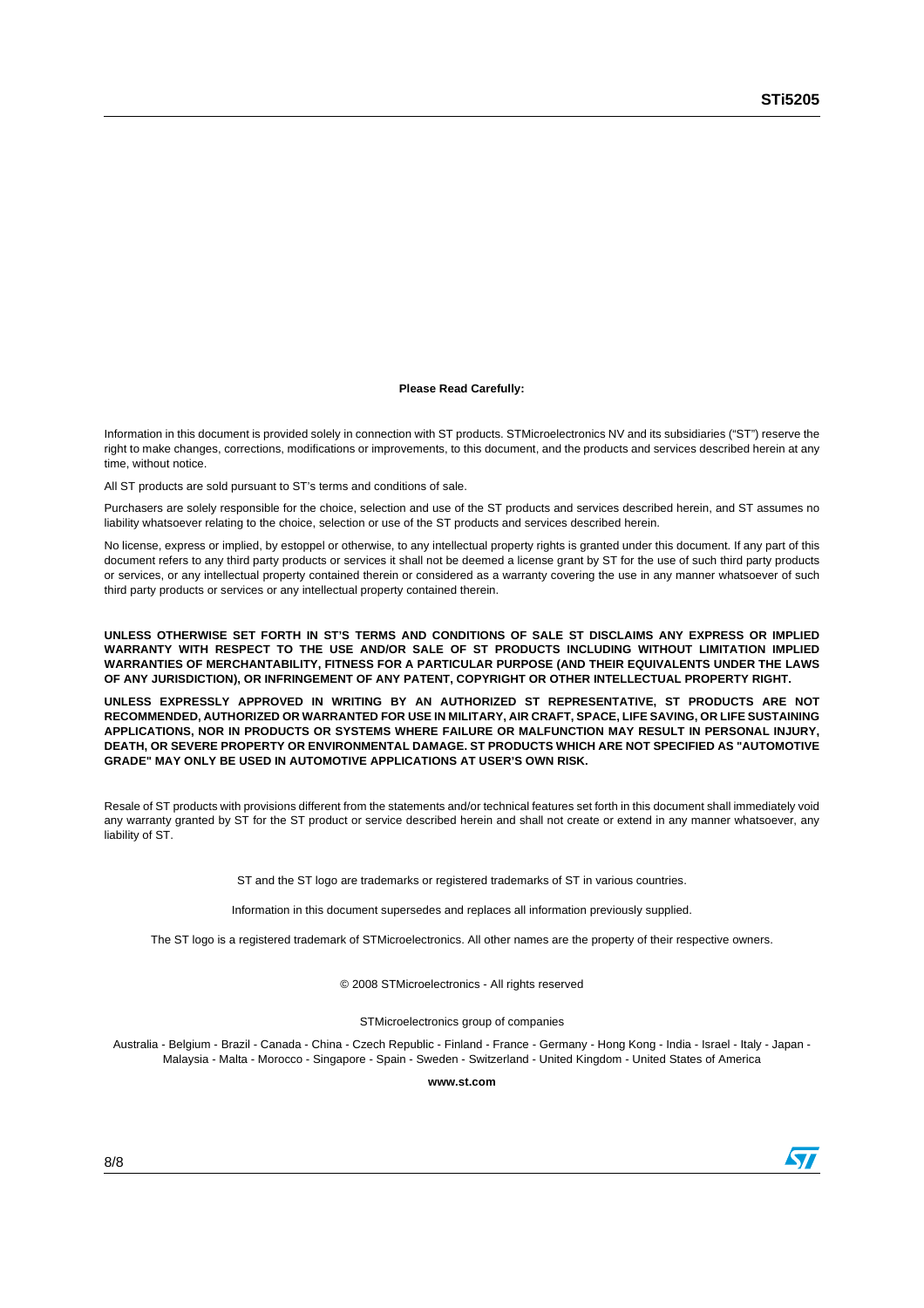**Please Read Carefully:**

Information in this document is provided solely in connection with ST products. STMicroelectronics NV and its subsidiaries ("ST") reserve the right to make changes, corrections, modifications or improvements, to this document, and the products and services described herein at any time, without notice.

All ST products are sold pursuant to ST's terms and conditions of sale.

Purchasers are solely responsible for the choice, selection and use of the ST products and services described herein, and ST assumes no liability whatsoever relating to the choice, selection or use of the ST products and services described herein.

No license, express or implied, by estoppel or otherwise, to any intellectual property rights is granted under this document. If any part of this document refers to any third party products or services it shall not be deemed a license grant by ST for the use of such third party products or services, or any intellectual property contained therein or considered as a warranty covering the use in any manner whatsoever of such third party products or services or any intellectual property contained therein.

**UNLESS OTHERWISE SET FORTH IN ST'S TERMS AND CONDITIONS OF SALE ST DISCLAIMS ANY EXPRESS OR IMPLIED WARRANTY WITH RESPECT TO THE USE AND/OR SALE OF ST PRODUCTS INCLUDING WITHOUT LIMITATION IMPLIED WARRANTIES OF MERCHANTABILITY, FITNESS FOR A PARTICULAR PURPOSE (AND THEIR EQUIVALENTS UNDER THE LAWS OF ANY JURISDICTION), OR INFRINGEMENT OF ANY PATENT, COPYRIGHT OR OTHER INTELLECTUAL PROPERTY RIGHT.**

**UNLESS EXPRESSLY APPROVED IN WRITING BY AN AUTHORIZED ST REPRESENTATIVE, ST PRODUCTS ARE NOT RECOMMENDED, AUTHORIZED OR WARRANTED FOR USE IN MILITARY, AIR CRAFT, SPACE, LIFE SAVING, OR LIFE SUSTAINING APPLICATIONS, NOR IN PRODUCTS OR SYSTEMS WHERE FAILURE OR MALFUNCTION MAY RESULT IN PERSONAL INJURY, DEATH, OR SEVERE PROPERTY OR ENVIRONMENTAL DAMAGE. ST PRODUCTS WHICH ARE NOT SPECIFIED AS "AUTOMOTIVE GRADE" MAY ONLY BE USED IN AUTOMOTIVE APPLICATIONS AT USER'S OWN RISK.**

Resale of ST products with provisions different from the statements and/or technical features set forth in this document shall immediately void any warranty granted by ST for the ST product or service described herein and shall not create or extend in any manner whatsoever, any liability of ST.

ST and the ST logo are trademarks or registered trademarks of ST in various countries.

Information in this document supersedes and replaces all information previously supplied.

The ST logo is a registered trademark of STMicroelectronics. All other names are the property of their respective owners.

© 2008 STMicroelectronics - All rights reserved

STMicroelectronics group of companies

Australia - Belgium - Brazil - Canada - China - Czech Republic - Finland - France - Germany - Hong Kong - India - Israel - Italy - Japan - Malaysia - Malta - Morocco - Singapore - Spain - Sweden - Switzerland - United Kingdom - United States of America

**www.st.com**